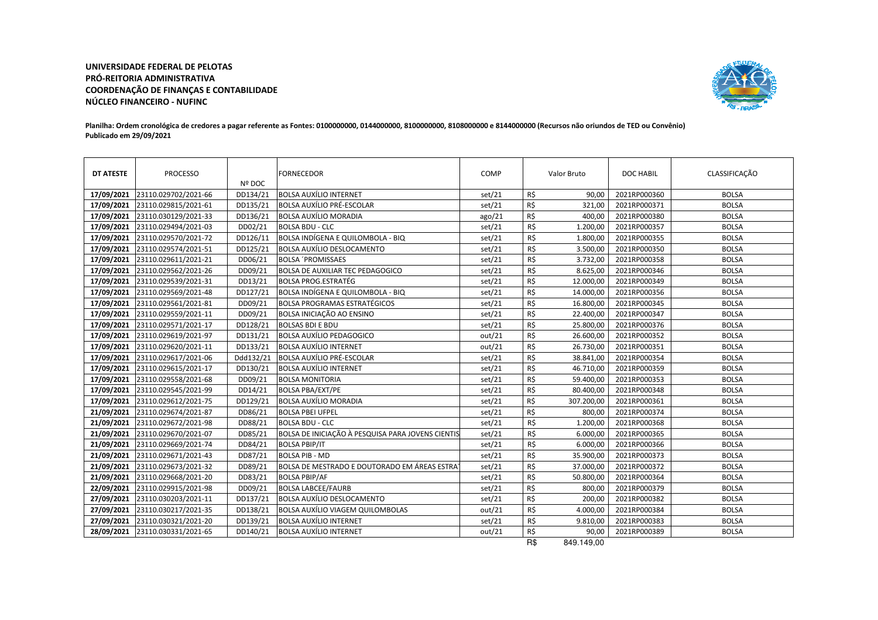**UNIVERSIDADE FEDERAL DE PELOTAS**
**PRÓ-REITORIA ADMINISTRATIVA**
**COORDENAÇÃO DE FINANÇAS E CONTABILIDADE**
**NÚCLEO FINANCEIRO - NUFINC**

**Planilha: Ordem cronológica de credores a pagar referente as Fontes: 0100000000, 0144000000, 8100000000, 8108000000 e 8144000000 (Recursos não oriundos de TED ou Convênio)**
**Publicado em 29/09/2021**

| DT ATESTE | PROCESSO | Nº DOC | FORNECEDOR | COMP | Valor Bruto | DOC HABIL | CLASSIFICAÇÃO |
|---|---|---|---|---|---|---|---|
| **17/09/2021** | 23110.029702/2021-66 | DD134/21 | BOLSA AUXÍLIO INTERNET | set/21 | R$ 90,00 | 2021RP000360 | BOLSA |
| **17/09/2021** | 23110.029815/2021-61 | DD135/21 | BOLSA AUXÍLIO PRÉ-ESCOLAR | set/21 | R$ 321,00 | 2021RP000371 | BOLSA |
| **17/09/2021** | 23110.030129/2021-33 | DD136/21 | BOLSA AUXÍLIO MORADIA | ago/21 | R$ 400,00 | 2021RP000380 | BOLSA |
| **17/09/2021** | 23110.029494/2021-03 | DD02/21 | BOLSA BDU - CLC | set/21 | R$ 1.200,00 | 2021RP000357 | BOLSA |
| **17/09/2021** | 23110.029570/2021-72 | DD126/11 | BOLSA INDÍGENA E QUILOMBOLA - BIQ | set/21 | R$ 1.800,00 | 2021RP000355 | BOLSA |
| **17/09/2021** | 23110.029574/2021-51 | DD125/21 | BOLSA AUXÍLIO DESLOCAMENTO | set/21 | R$ 3.500,00 | 2021RP000350 | BOLSA |
| **17/09/2021** | 23110.029611/2021-21 | DD06/21 | BOLSA ´PROMISSAES | set/21 | R$ 3.732,00 | 2021RP000358 | BOLSA |
| **17/09/2021** | 23110.029562/2021-26 | DD09/21 | BOLSA DE AUXILIAR TEC PEDAGOGICO | set/21 | R$ 8.625,00 | 2021RP000346 | BOLSA |
| **17/09/2021** | 23110.029539/2021-31 | DD13/21 | BOLSA PROG.ESTRATÉG | set/21 | R$ 12.000,00 | 2021RP000349 | BOLSA |
| **17/09/2021** | 23110.029569/2021-48 | DD127/21 | BOLSA INDÍGENA E QUILOMBOLA - BIQ | set/21 | R$ 14.000,00 | 2021RP000356 | BOLSA |
| **17/09/2021** | 23110.029561/2021-81 | DD09/21 | BOLSA PROGRAMAS ESTRATÉGICOS | set/21 | R$ 16.800,00 | 2021RP000345 | BOLSA |
| **17/09/2021** | 23110.029559/2021-11 | DD09/21 | BOLSA INICIAÇÃO AO ENSINO | set/21 | R$ 22.400,00 | 2021RP000347 | BOLSA |
| **17/09/2021** | 23110.029571/2021-17 | DD128/21 | BOLSAS BDI E BDU | set/21 | R$ 25.800,00 | 2021RP000376 | BOLSA |
| **17/09/2021** | 23110.029619/2021-97 | DD131/21 | BOLSA AUXÍLIO PEDAGOGICO | out/21 | R$ 26.600,00 | 2021RP000352 | BOLSA |
| **17/09/2021** | 23110.029620/2021-11 | DD133/21 | BOLSA AUXÍLIO INTERNET | out/21 | R$ 26.730,00 | 2021RP000351 | BOLSA |
| **17/09/2021** | 23110.029617/2021-06 | Ddd132/21 | BOLSA AUXÍLIO PRÉ-ESCOLAR | set/21 | R$ 38.841,00 | 2021RP000354 | BOLSA |
| **17/09/2021** | 23110.029615/2021-17 | DD130/21 | BOLSA AUXÍLIO INTERNET | set/21 | R$ 46.710,00 | 2021RP000359 | BOLSA |
| **17/09/2021** | 23110.029558/2021-68 | DD09/21 | BOLSA MONITORIA | set/21 | R$ 59.400,00 | 2021RP000353 | BOLSA |
| **17/09/2021** | 23110.029545/2021-99 | DD14/21 | BOLSA PBA/EXT/PE | set/21 | R$ 80.400,00 | 2021RP000348 | BOLSA |
| **17/09/2021** | 23110.029612/2021-75 | DD129/21 | BOLSA AUXÍLIO MORADIA | set/21 | R$ 307.200,00 | 2021RP000361 | BOLSA |
| **21/09/2021** | 23110.029674/2021-87 | DD86/21 | BOLSA PBEI UFPEL | set/21 | R$ 800,00 | 2021RP000374 | BOLSA |
| **21/09/2021** | 23110.029672/2021-98 | DD88/21 | BOLSA BDU - CLC | set/21 | R$ 1.200,00 | 2021RP000368 | BOLSA |
| **21/09/2021** | 23110.029670/2021-07 | DD85/21 | BOLSA DE INICIAÇÃO À PESQUISA PARA JOVENS CIENTIS | set/21 | R$ 6.000,00 | 2021RP000365 | BOLSA |
| **21/09/2021** | 23110.029669/2021-74 | DD84/21 | BOLSA PBIP/IT | set/21 | R$ 6.000,00 | 2021RP000366 | BOLSA |
| **21/09/2021** | 23110.029671/2021-43 | DD87/21 | BOLSA PIB - MD | set/21 | R$ 35.900,00 | 2021RP000373 | BOLSA |
| **21/09/2021** | 23110.029673/2021-32 | DD89/21 | BOLSA DE MESTRADO E DOUTORADO EM ÁREAS ESTRAT | set/21 | R$ 37.000,00 | 2021RP000372 | BOLSA |
| **21/09/2021** | 23110.029668/2021-20 | DD83/21 | BOLSA PBIP/AF | set/21 | R$ 50.800,00 | 2021RP000364 | BOLSA |
| **22/09/2021** | 23110.029915/2021-98 | DD09/21 | BOLSA LABCEE/FAURB | set/21 | R$ 800,00 | 2021RP000379 | BOLSA |
| **27/09/2021** | 23110.030203/2021-11 | DD137/21 | BOLSA AUXÍLIO DESLOCAMENTO | set/21 | R$ 200,00 | 2021RP000382 | BOLSA |
| **27/09/2021** | 23110.030217/2021-35 | DD138/21 | BOLSA AUXÍLIO VIAGEM QUILOMBOLAS | out/21 | R$ 4.000,00 | 2021RP000384 | BOLSA |
| **27/09/2021** | 23110.030321/2021-20 | DD139/21 | BOLSA AUXÍLIO INTERNET | set/21 | R$ 9.810,00 | 2021RP000383 | BOLSA |
| **28/09/2021** | 23110.030331/2021-65 | DD140/21 | BOLSA AUXÍLIO INTERNET | out/21 | R$ 90,00 | 2021RP000389 | BOLSA |
| | | | | | R$ 849.149,00 | | |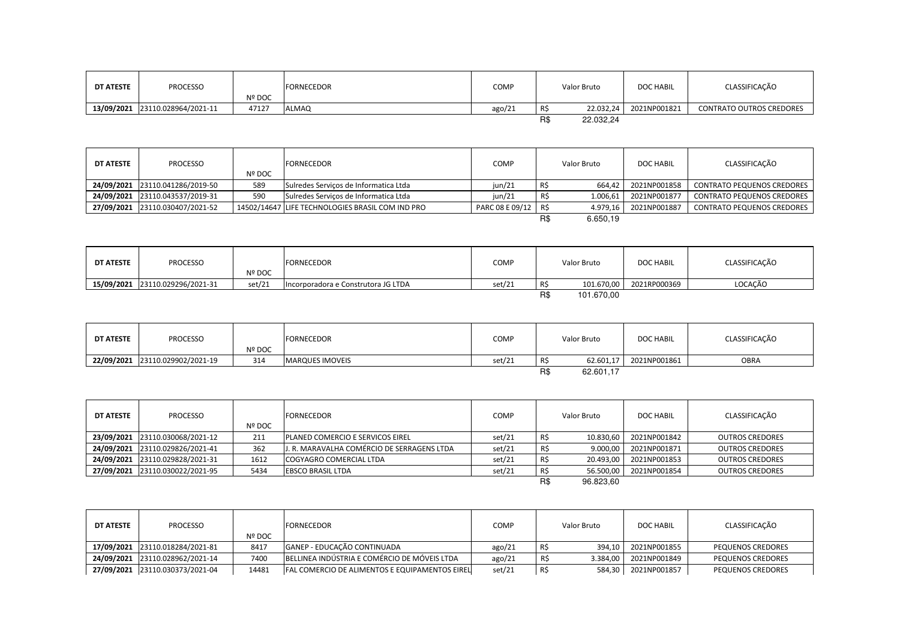| DT ATESTE | PROCESSO | Nº DOC | FORNECEDOR | COMP | Valor Bruto | | DOC HABIL | CLASSIFICAÇÃO |
|---|---|---|---|---|---|---|---|---|
| 13/09/2021 | 23110.028964/2021-11 | 47127 | ALMAQ | ago/21 | R$ | 22.032,24 | 2021NP001821 | CONTRATO OUTROS CREDORES |
| | | | | | R$ | 22.032,24 | | |

| DT ATESTE | PROCESSO | Nº DOC | FORNECEDOR | COMP | Valor Bruto | | DOC HABIL | CLASSIFICAÇÃO |
|---|---|---|---|---|---|---|---|---|
| 24/09/2021 | 23110.041286/2019-50 | 589 | Sulredes Serviços de Informatica Ltda | jun/21 | R$ | 664,42 | 2021NP001858 | CONTRATO PEQUENOS CREDORES |
| 24/09/2021 | 23110.043537/2019-31 | 590 | Sulredes Serviços de Informatica Ltda | jun/21 | R$ | 1.006,61 | 2021NP001877 | CONTRATO PEQUENOS CREDORES |
| 27/09/2021 | 23110.030407/2021-52 | 14502/14647 | LIFE TECHNOLOGIES BRASIL COM IND PRO | PARC 08 E 09/12 | R$ | 4.979,16 | 2021NP001887 | CONTRATO PEQUENOS CREDORES |
| | | | | | R$ | 6.650,19 | | |

| DT ATESTE | PROCESSO | Nº DOC | FORNECEDOR | COMP | Valor Bruto | | DOC HABIL | CLASSIFICAÇÃO |
|---|---|---|---|---|---|---|---|---|
| 15/09/2021 | 23110.029296/2021-31 | set/21 | Incorporadora e Construtora JG LTDA | set/21 | R$ | 101.670,00 | 2021RP000369 | LOCAÇÃO |
| | | | | | R$ | 101.670,00 | | |

| DT ATESTE | PROCESSO | Nº DOC | FORNECEDOR | COMP | Valor Bruto | | DOC HABIL | CLASSIFICAÇÃO |
|---|---|---|---|---|---|---|---|---|
| 22/09/2021 | 23110.029902/2021-19 | 314 | MARQUES IMOVEIS | set/21 | R$ | 62.601,17 | 2021NP001861 | OBRA |
| | | | | | R$ | 62.601,17 | | |

| DT ATESTE | PROCESSO | Nº DOC | FORNECEDOR | COMP | Valor Bruto | | DOC HABIL | CLASSIFICAÇÃO |
|---|---|---|---|---|---|---|---|---|
| 23/09/2021 | 23110.030068/2021-12 | 211 | PLANED COMERCIO E SERVICOS EIREL | set/21 | R$ | 10.830,60 | 2021NP001842 | OUTROS CREDORES |
| 24/09/2021 | 23110.029826/2021-41 | 362 | J. R. MARAVALHA COMÉRCIO DE SERRAGENS LTDA | set/21 | R$ | 9.000,00 | 2021NP001871 | OUTROS CREDORES |
| 24/09/2021 | 23110.029828/2021-31 | 1612 | COGYAGRO COMERCIAL LTDA | set/21 | R$ | 20.493,00 | 2021NP001853 | OUTROS CREDORES |
| 27/09/2021 | 23110.030022/2021-95 | 5434 | EBSCO BRASIL LTDA | set/21 | R$ | 56.500,00 | 2021NP001854 | OUTROS CREDORES |
| | | | | | R$ | 96.823,60 | | |

| DT ATESTE | PROCESSO | Nº DOC | FORNECEDOR | COMP | Valor Bruto | | DOC HABIL | CLASSIFICAÇÃO |
|---|---|---|---|---|---|---|---|---|
| 17/09/2021 | 23110.018284/2021-81 | 8417 | GANEP - EDUCAÇÃO CONTINUADA | ago/21 | R$ | 394,10 | 2021NP001855 | PEQUENOS CREDORES |
| 24/09/2021 | 23110.028962/2021-14 | 7400 | BELLINEA INDÚSTRIA E COMÉRCIO DE MÓVEIS LTDA | ago/21 | R$ | 3.384,00 | 2021NP001849 | PEQUENOS CREDORES |
| 27/09/2021 | 23110.030373/2021-04 | 14481 | FAL COMERCIO DE ALIMENTOS E EQUIPAMENTOS EIREL | set/21 | R$ | 584,30 | 2021NP001857 | PEQUENOS CREDORES |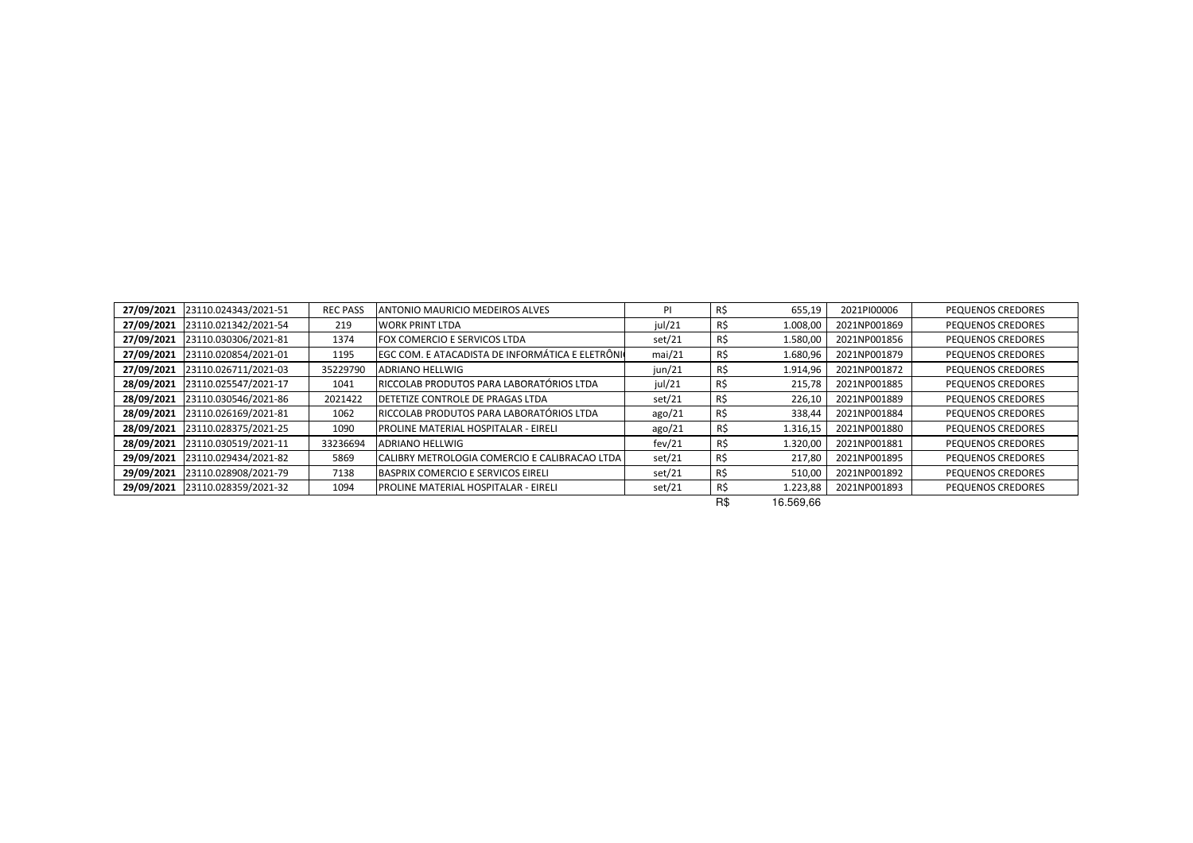| | | | | | | | | |
|---|---|---|---|---|---|---|---|---|
| **27/09/2021** | 23110.024343/2021-51 | REC PASS | ANTONIO MAURICIO MEDEIROS ALVES | PI | R$ | 655,19 | 2021PI00006 | PEQUENOS CREDORES |
| **27/09/2021** | 23110.021342/2021-54 | 219 | WORK PRINT LTDA | jul/21 | R$ | 1.008,00 | 2021NP001869 | PEQUENOS CREDORES |
| **27/09/2021** | 23110.030306/2021-81 | 1374 | FOX COMERCIO E SERVICOS LTDA | set/21 | R$ | 1.580,00 | 2021NP001856 | PEQUENOS CREDORES |
| **27/09/2021** | 23110.020854/2021-01 | 1195 | EGC COM. E ATACADISTA DE INFORMÁTICA E ELETRÔNI | mai/21 | R$ | 1.680,96 | 2021NP001879 | PEQUENOS CREDORES |
| **27/09/2021** | 23110.026711/2021-03 | 35229790 | ADRIANO HELLWIG | jun/21 | R$ | 1.914,96 | 2021NP001872 | PEQUENOS CREDORES |
| **28/09/2021** | 23110.025547/2021-17 | 1041 | RICCOLAB PRODUTOS PARA LABORATÓRIOS LTDA | jul/21 | R$ | 215,78 | 2021NP001885 | PEQUENOS CREDORES |
| **28/09/2021** | 23110.030546/2021-86 | 2021422 | DETETIZE CONTROLE DE PRAGAS LTDA | set/21 | R$ | 226,10 | 2021NP001889 | PEQUENOS CREDORES |
| **28/09/2021** | 23110.026169/2021-81 | 1062 | RICCOLAB PRODUTOS PARA LABORATÓRIOS LTDA | ago/21 | R$ | 338,44 | 2021NP001884 | PEQUENOS CREDORES |
| **28/09/2021** | 23110.028375/2021-25 | 1090 | PROLINE MATERIAL HOSPITALAR - EIRELI | ago/21 | R$ | 1.316,15 | 2021NP001880 | PEQUENOS CREDORES |
| **28/09/2021** | 23110.030519/2021-11 | 33236694 | ADRIANO HELLWIG | fev/21 | R$ | 1.320,00 | 2021NP001881 | PEQUENOS CREDORES |
| **29/09/2021** | 23110.029434/2021-82 | 5869 | CALIBRY METROLOGIA COMERCIO E CALIBRACAO LTDA | set/21 | R$ | 217,80 | 2021NP001895 | PEQUENOS CREDORES |
| **29/09/2021** | 23110.028908/2021-79 | 7138 | BASPRIX COMERCIO E SERVICOS EIRELI | set/21 | R$ | 510,00 | 2021NP001892 | PEQUENOS CREDORES |
| **29/09/2021** | 23110.028359/2021-32 | 1094 | PROLINE MATERIAL HOSPITALAR - EIRELI | set/21 | R$ | 1.223,88 | 2021NP001893 | PEQUENOS CREDORES |
| | | | | | R$ | 16.569,66 | | |